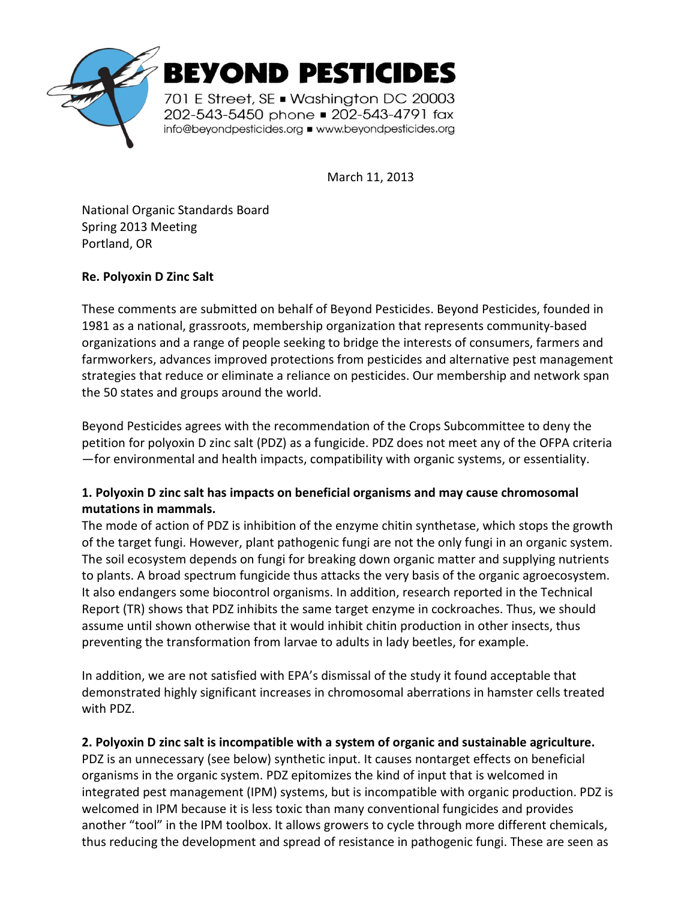**BEYOND PESTICIDES**

701 E Street, SE ▪ Washington DC 20003
202-543-5450 phone ▪ 202-543-4791 fax
info@beyondpesticides.org ▪ www.beyondpesticides.org

March 11, 2013

National Organic Standards Board
Spring 2013 Meeting
Portland, OR

**Re. Polyoxin D Zinc Salt**

These comments are submitted on behalf of Beyond Pesticides. Beyond Pesticides, founded in 1981 as a national, grassroots, membership organization that represents community-based organizations and a range of people seeking to bridge the interests of consumers, farmers and farmworkers, advances improved protections from pesticides and alternative pest management strategies that reduce or eliminate a reliance on pesticides. Our membership and network span the 50 states and groups around the world.

Beyond Pesticides agrees with the recommendation of the Crops Subcommittee to deny the petition for polyoxin D zinc salt (PDZ) as a fungicide. PDZ does not meet any of the OFPA criteria —for environmental and health impacts, compatibility with organic systems, or essentiality.

**1. Polyoxin D zinc salt has impacts on beneficial organisms and may cause chromosomal mutations in mammals.**

The mode of action of PDZ is inhibition of the enzyme chitin synthetase, which stops the growth of the target fungi. However, plant pathogenic fungi are not the only fungi in an organic system. The soil ecosystem depends on fungi for breaking down organic matter and supplying nutrients to plants. A broad spectrum fungicide thus attacks the very basis of the organic agroecosystem. It also endangers some biocontrol organisms. In addition, research reported in the Technical Report (TR) shows that PDZ inhibits the same target enzyme in cockroaches. Thus, we should assume until shown otherwise that it would inhibit chitin production in other insects, thus preventing the transformation from larvae to adults in lady beetles, for example.

In addition, we are not satisfied with EPA's dismissal of the study it found acceptable that demonstrated highly significant increases in chromosomal aberrations in hamster cells treated with PDZ.

**2. Polyoxin D zinc salt is incompatible with a system of organic and sustainable agriculture.**

PDZ is an unnecessary (see below) synthetic input. It causes nontarget effects on beneficial organisms in the organic system. PDZ epitomizes the kind of input that is welcomed in integrated pest management (IPM) systems, but is incompatible with organic production. PDZ is welcomed in IPM because it is less toxic than many conventional fungicides and provides another "tool" in the IPM toolbox. It allows growers to cycle through more different chemicals, thus reducing the development and spread of resistance in pathogenic fungi. These are seen as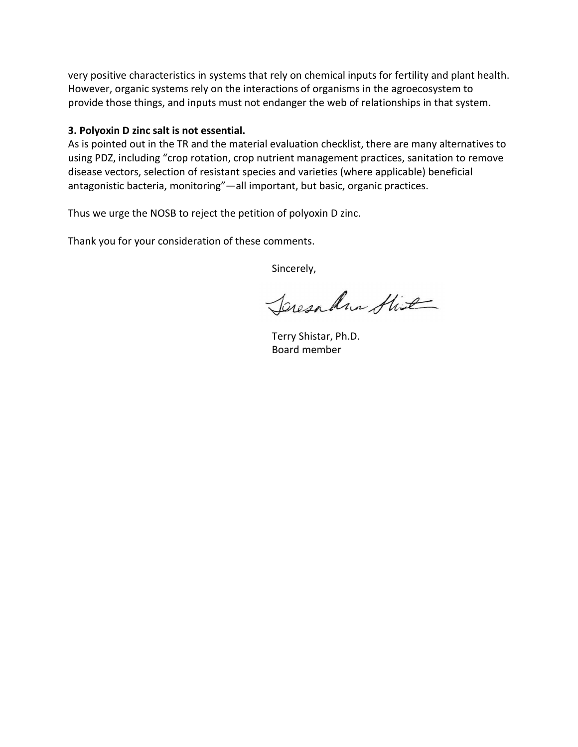very positive characteristics in systems that rely on chemical inputs for fertility and plant health. However, organic systems rely on the interactions of organisms in the agroecosystem to provide those things, and inputs must not endanger the web of relationships in that system.

**3. Polyoxin D zinc salt is not essential.**

As is pointed out in the TR and the material evaluation checklist, there are many alternatives to using PDZ, including "crop rotation, crop nutrient management practices, sanitation to remove disease vectors, selection of resistant species and varieties (where applicable) beneficial antagonistic bacteria, monitoring"—all important, but basic, organic practices.

Thus we urge the NOSB to reject the petition of polyoxin D zinc.

Thank you for your consideration of these comments.

Sincerely,

Terry Shistar, Ph.D.
Board member